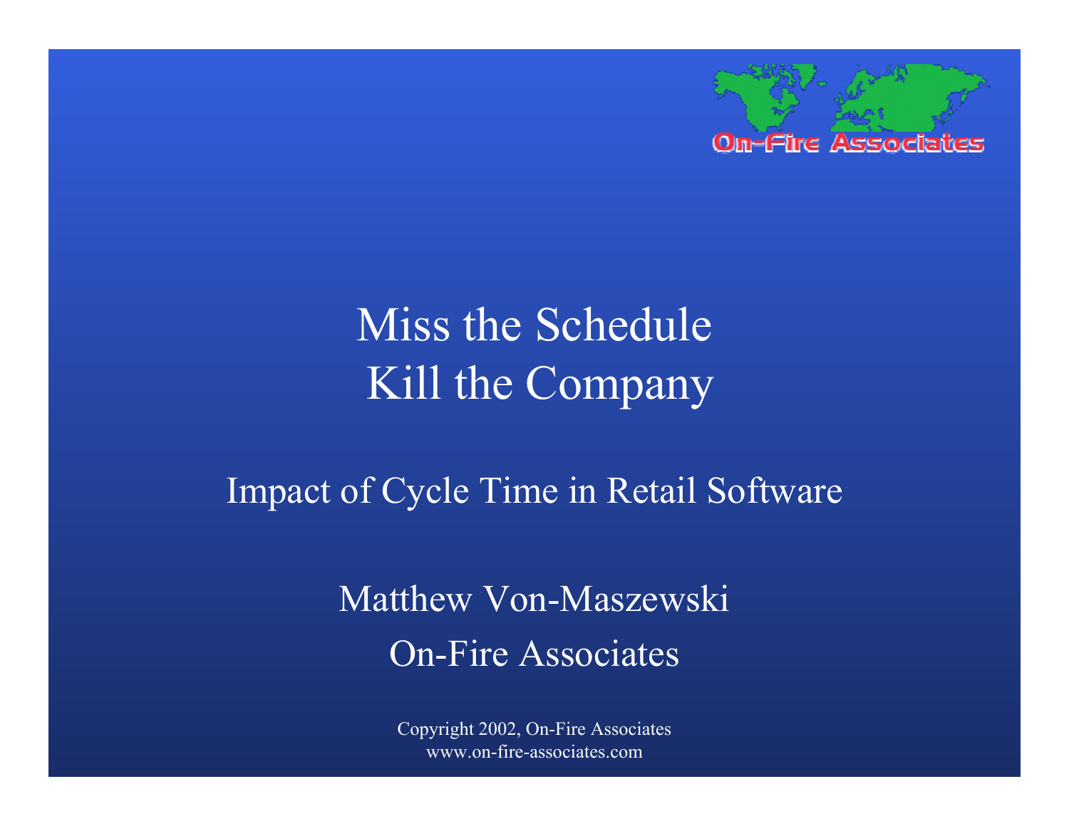# Miss the Schedule
# Kill the Company

## Impact of Cycle Time in Retail Software

Matthew Von-Maszewski

On-Fire Associates

Copyright 2002, On-Fire Associates
www.on-fire-associates.com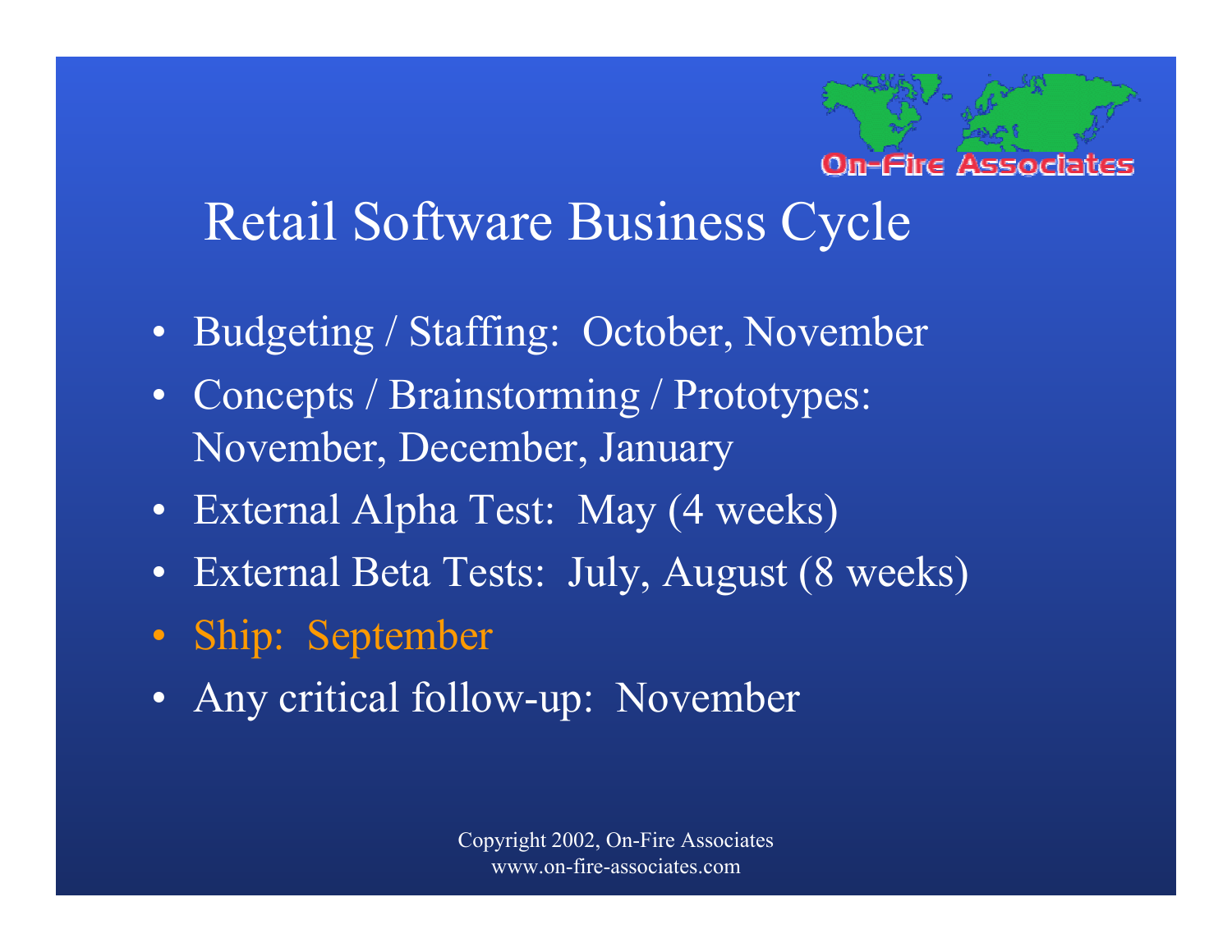# Retail Software Business Cycle

- Budgeting / Staffing: October, November
- Concepts / Brainstorming / Prototypes: November, December, January
- External Alpha Test: May (4 weeks)
- External Beta Tests: July, August (8 weeks)
- Ship: September
- Any critical follow-up: November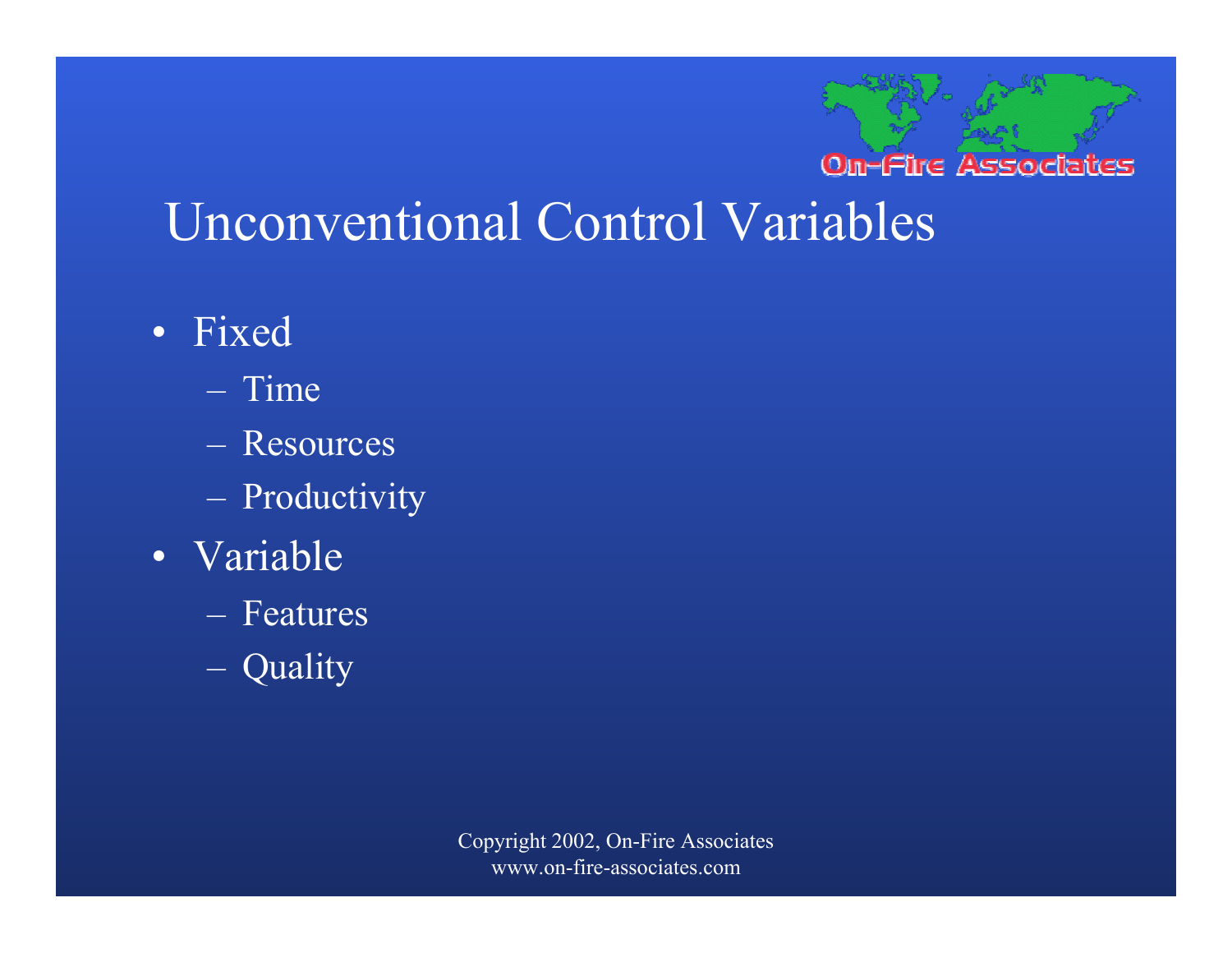# Unconventional Control Variables

- Fixed
  - Time
  - Resources
  - Productivity
- Variable
  - Features
  - Quality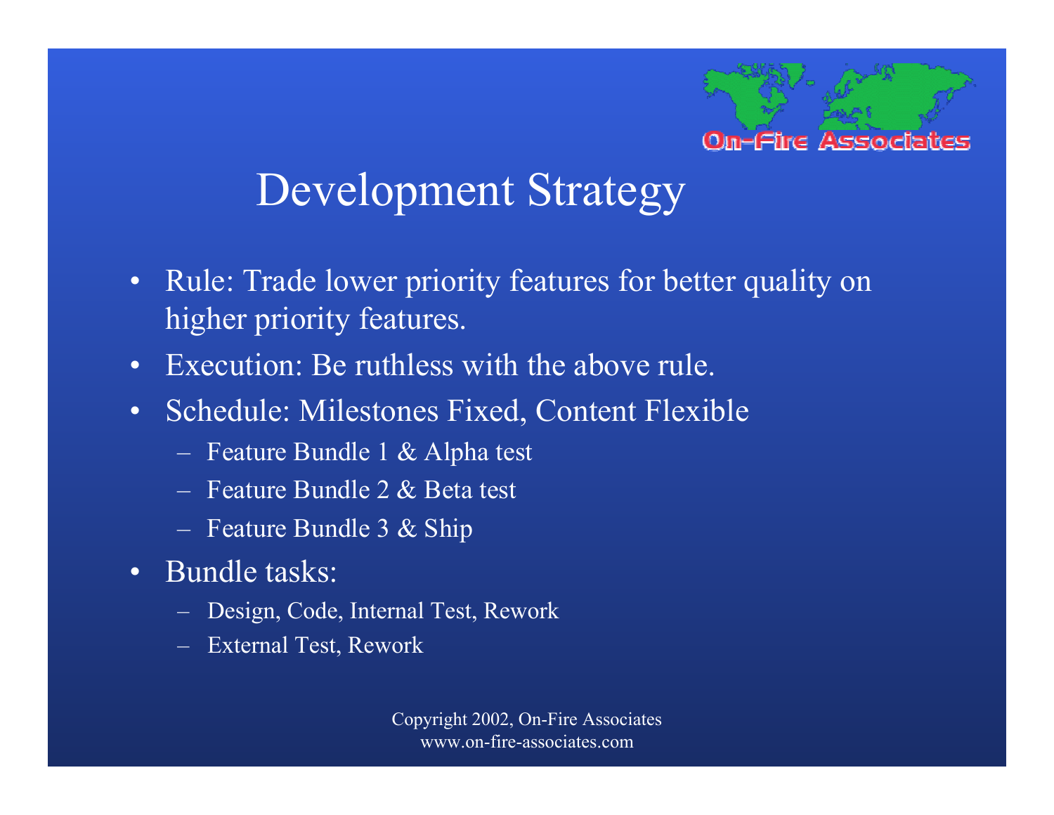# Development Strategy

- Rule: Trade lower priority features for better quality on higher priority features.
- Execution: Be ruthless with the above rule.
- Schedule: Milestones Fixed, Content Flexible
  - Feature Bundle 1 & Alpha test
  - Feature Bundle 2 & Beta test
  - Feature Bundle 3 & Ship
- Bundle tasks:
  - Design, Code, Internal Test, Rework
  - External Test, Rework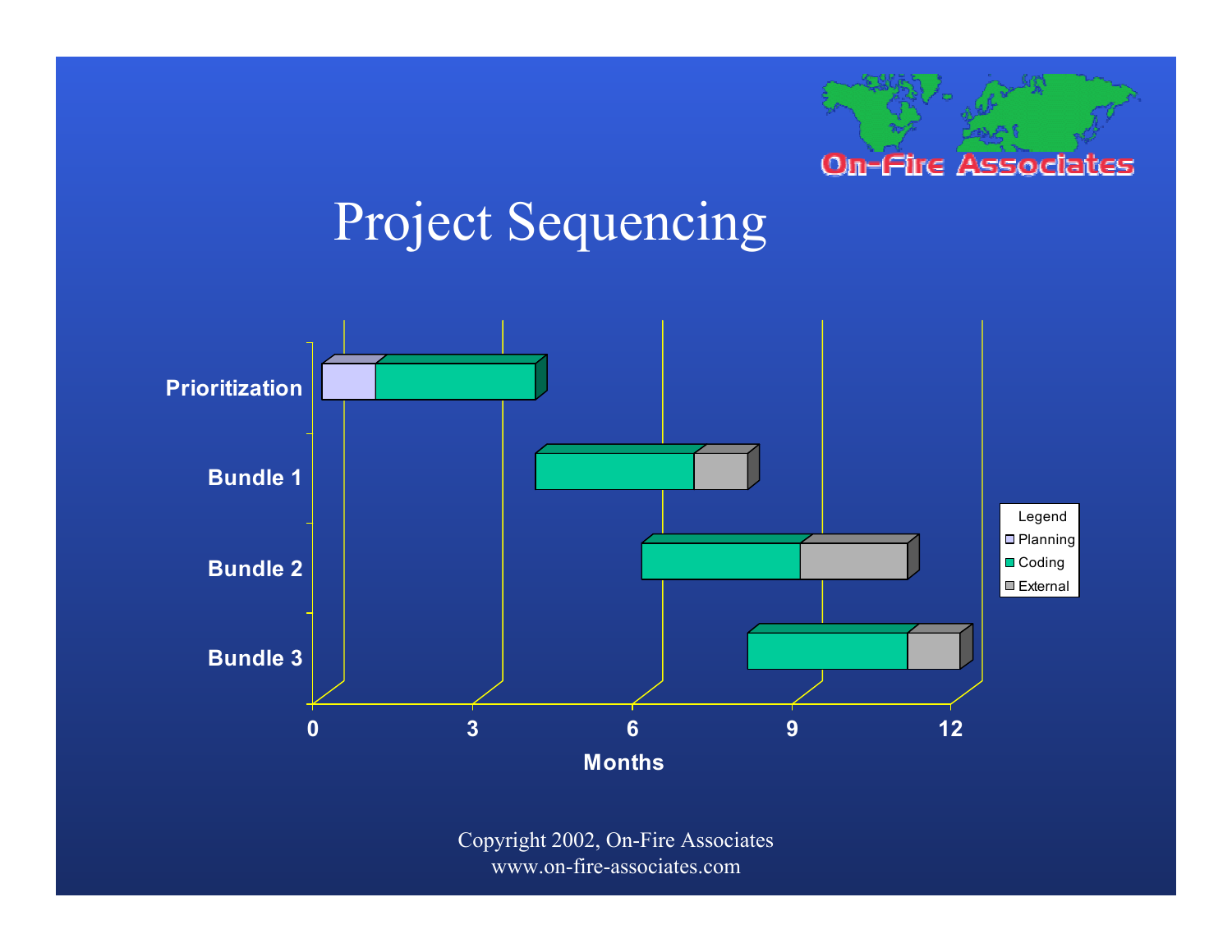# Project Sequencing

| Task | Planning | Coding | External |
|---|---|---|---|
| Prioritization | 0–1 months | 1–4 months | |
| Bundle 1 | | 4–7 months | 7–8 months |
| Bundle 2 | | 6–9 months | 9–11 months |
| Bundle 3 | | 8–11 months | 11–12 months |

Months: 0, 3, 6, 9, 12

Legend: Planning, Coding, External

Copyright 2002, On-Fire Associates
www.on-fire-associates.com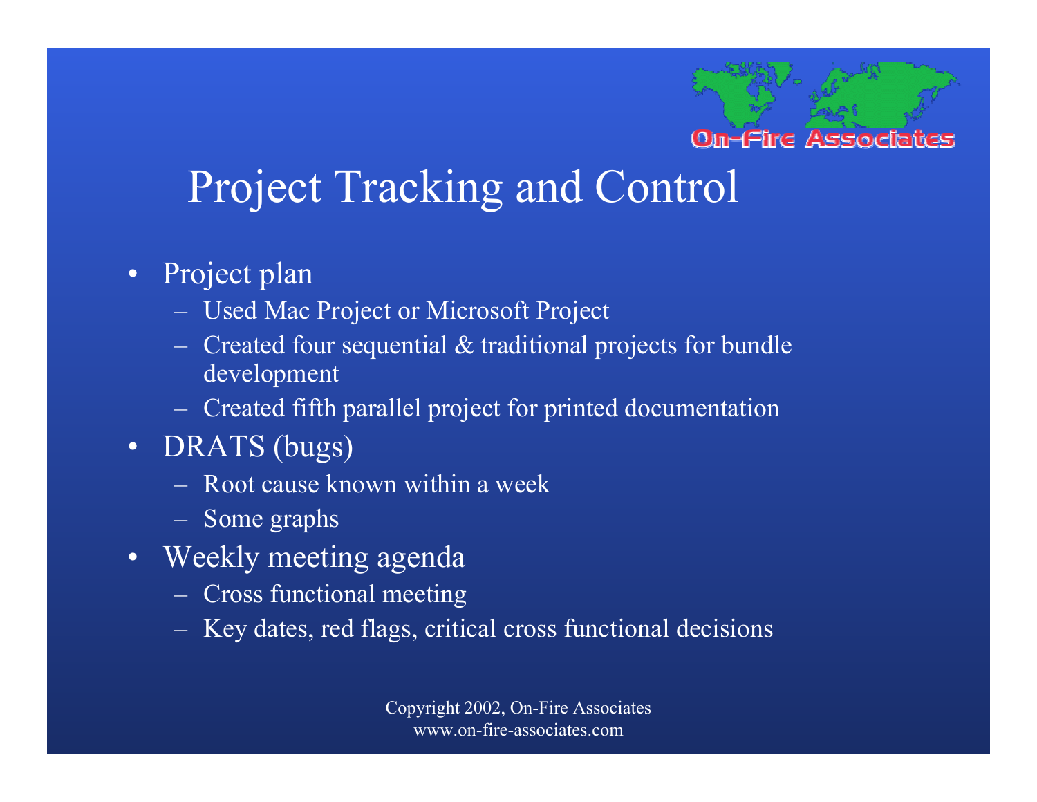# Project Tracking and Control

- Project plan
  - Used Mac Project or Microsoft Project
  - Created four sequential & traditional projects for bundle development
  - Created fifth parallel project for printed documentation
- DRATS (bugs)
  - Root cause known within a week
  - Some graphs
- Weekly meeting agenda
  - Cross functional meeting
  - Key dates, red flags, critical cross functional decisions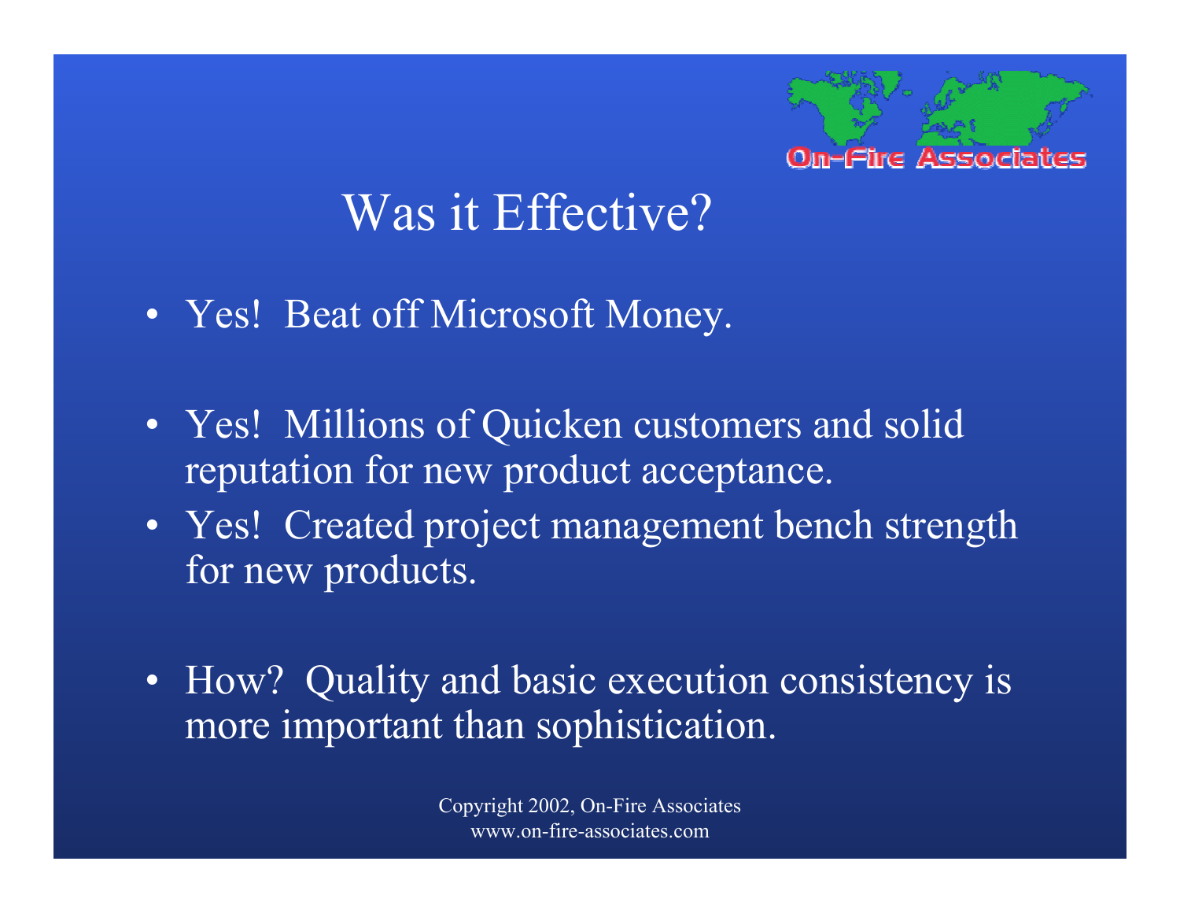# Was it Effective?

- Yes! Beat off Microsoft Money.
- Yes! Millions of Quicken customers and solid reputation for new product acceptance.
- Yes! Created project management bench strength for new products.
- How? Quality and basic execution consistency is more important than sophistication.